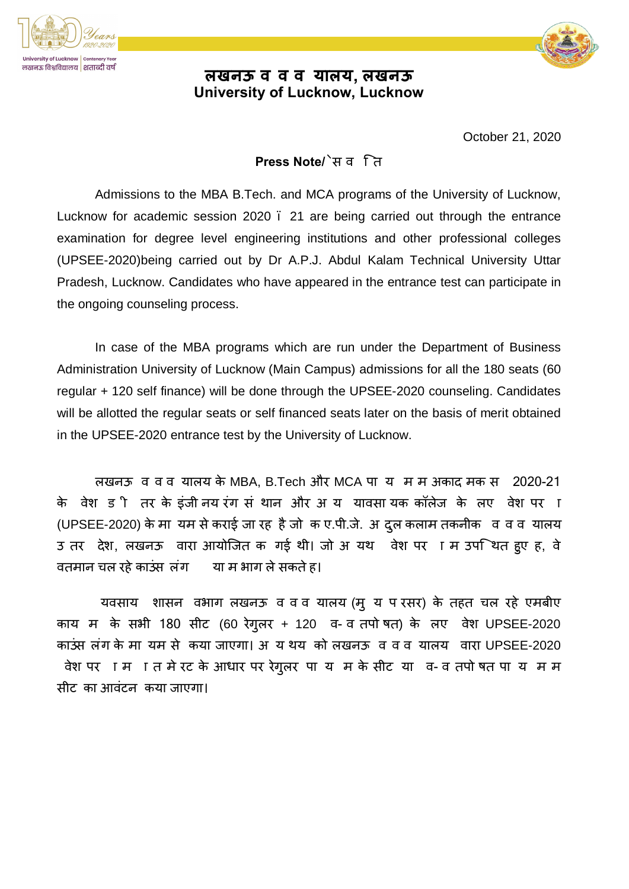# लखनऊ व व व यालय, लखनऊ
## University of Lucknow, Lucknow

October 21, 2020

**Press Note/ ेस व ि त**

Admissions to the MBA B.Tech. and MCA programs of the University of Lucknow, Lucknow for academic session 2020 ï 21 are being carried out through the entrance examination for degree level engineering institutions and other professional colleges (UPSEE-2020)being carried out by Dr A.P.J. Abdul Kalam Technical University Uttar Pradesh, Lucknow. Candidates who have appeared in the entrance test can participate in the ongoing counseling process.

In case of the MBA programs which are run under the Department of Business Administration University of Lucknow (Main Campus) admissions for all the 180 seats (60 regular + 120 self finance) will be done through the UPSEE-2020 counseling. Candidates will be allotted the regular seats or self financed seats later on the basis of merit obtained in the UPSEE-2020 entrance test by the University of Lucknow.

लखनऊ व व व यालय के MBA, B.Tech और MCA पा य म म अकाद मक स 2020-21 के वेश ड ी तर के इंजी नय रंग सं थान और अ य यावसा यक कॉलेज के लए वेश पर ा (UPSEE-2020) के मा यम से कराई जा रह है जो क ए.पी.जे. अ दुल कलाम तकनीक व व व यालय उ तर देश, लखनऊ वारा आयोजित क गई थी। जो अ यथ वेश पर ा म उपि थत हुए ह, वे वतमान चल रहे काउंस लंग या म भाग ले सकते ह।

यवसाय शासन वभाग लखनऊ व व व यालय (मु य प रसर) के तहत चल रहे एमबीए काय म के सभी 180 सीट (60 रेगुलर + 120 व- व तपो षत) के लए वेश UPSEE-2020 काउंस लंग के मा यम से कया जाएगा। अ य थय को लखनऊ व व व यालय वारा UPSEE-2020 वेश पर ा म ा त मे रट के आधार पर रेगुलर पा य म के सीट या व- व तपो षत पा य म म सीट का आवंटन कया जाएगा।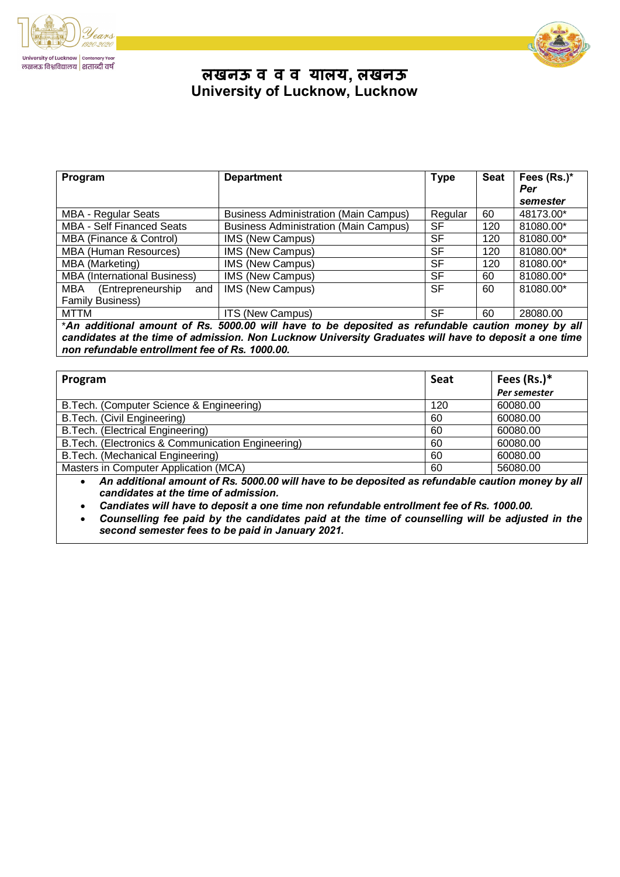# लखनऊ व व व यालय, लखनऊ
# University of Lucknow, Lucknow

| Program | Department | Type | Seat | Fees (Rs.)* *Per semester* |
|---|---|---|---|---|
| MBA - Regular Seats | Business Administration (Main Campus) | Regular | 60 | 48173.00* |
| MBA - Self Financed Seats | Business Administration (Main Campus) | SF | 120 | 81080.00* |
| MBA (Finance & Control) | IMS (New Campus) | SF | 120 | 81080.00* |
| MBA (Human Resources) | IMS (New Campus) | SF | 120 | 81080.00* |
| MBA (Marketing) | IMS (New Campus) | SF | 120 | 81080.00* |
| MBA (International Business) | IMS (New Campus) | SF | 60 | 81080.00* |
| MBA (Entrepreneurship and Family Business) | IMS (New Campus) | SF | 60 | 81080.00* |
| MTTM | ITS (New Campus) | SF | 60 | 28080.00 |

**\****An additional amount of Rs. 5000.00 will have to be deposited as refundable caution money by all candidates at the time of admission. Non Lucknow University Graduates will have to deposit a one time non refundable entrollment fee of Rs. 1000.00.***

| Program | Seat | Fees (Rs.)* *Per semester* |
|---|---|---|
| B.Tech. (Computer Science & Engineering) | 120 | 60080.00 |
| B.Tech. (Civil Engineering) | 60 | 60080.00 |
| B.Tech. (Electrical Engineering) | 60 | 60080.00 |
| B.Tech. (Electronics & Communication Engineering) | 60 | 60080.00 |
| B.Tech. (Mechanical Engineering) | 60 | 60080.00 |
| Masters in Computer Application (MCA) | 60 | 56080.00 |

- ***An additional amount of Rs. 5000.00 will have to be deposited as refundable caution money by all candidates at the time of admission.***
- ***Candiates will have to deposit a one time non refundable entrollment fee of Rs. 1000.00.***
- ***Counselling fee paid by the candidates paid at the time of counselling will be adjusted in the second semester fees to be paid in January 2021.***